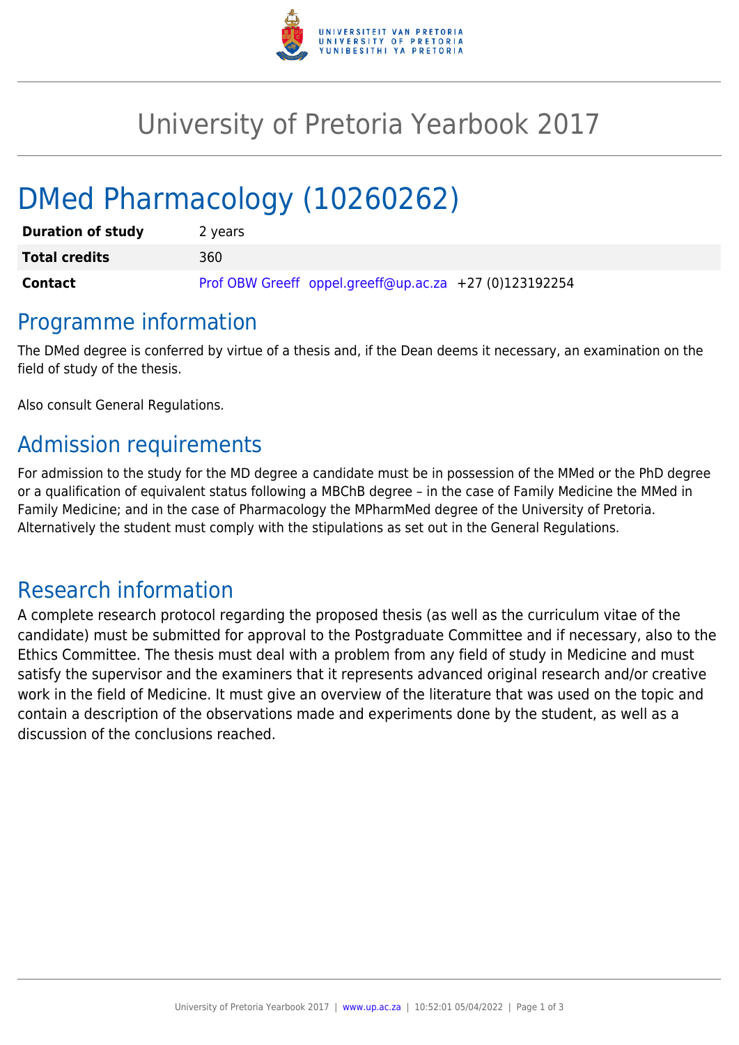# University of Pretoria Yearbook 2017

# DMed Pharmacology (10260262)

| | |
|---|---|
| **Duration of study** | 2 years |
| **Total credits** | 360 |
| **Contact** | Prof OBW Greeff oppel.greeff@up.ac.za +27 (0)123192254 |

## Programme information

The DMed degree is conferred by virtue of a thesis and, if the Dean deems it necessary, an examination on the field of study of the thesis.

Also consult General Regulations.

## Admission requirements

For admission to the study for the MD degree a candidate must be in possession of the MMed or the PhD degree or a qualification of equivalent status following a MBChB degree – in the case of Family Medicine the MMed in Family Medicine; and in the case of Pharmacology the MPharmMed degree of the University of Pretoria. Alternatively the student must comply with the stipulations as set out in the General Regulations.

## Research information

A complete research protocol regarding the proposed thesis (as well as the curriculum vitae of the candidate) must be submitted for approval to the Postgraduate Committee and if necessary, also to the Ethics Committee. The thesis must deal with a problem from any field of study in Medicine and must satisfy the supervisor and the examiners that it represents advanced original research and/or creative work in the field of Medicine. It must give an overview of the literature that was used on the topic and contain a description of the observations made and experiments done by the student, as well as a discussion of the conclusions reached.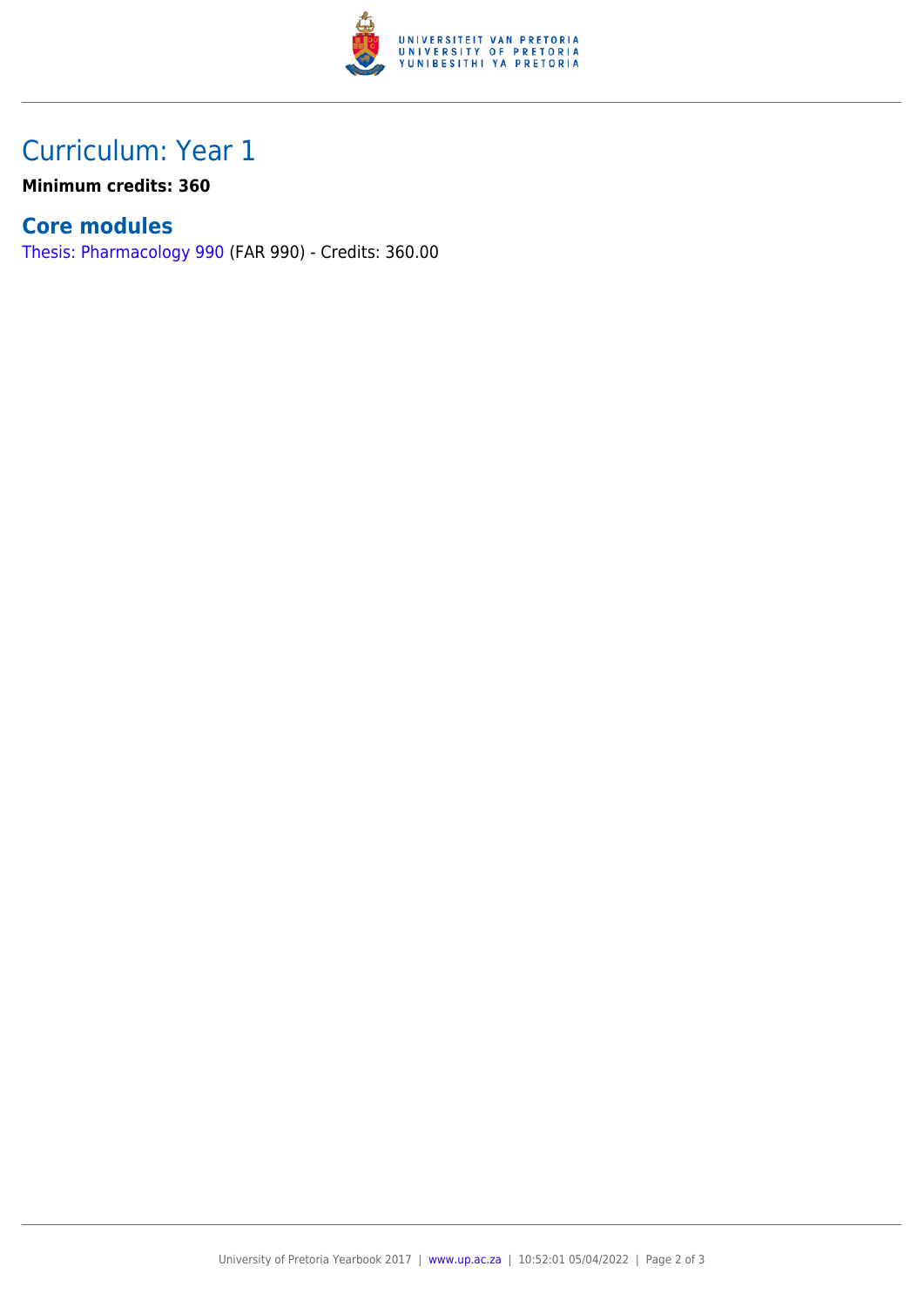# Curriculum: Year 1

**Minimum credits: 360**

## Core modules

Thesis: Pharmacology 990 (FAR 990) - Credits: 360.00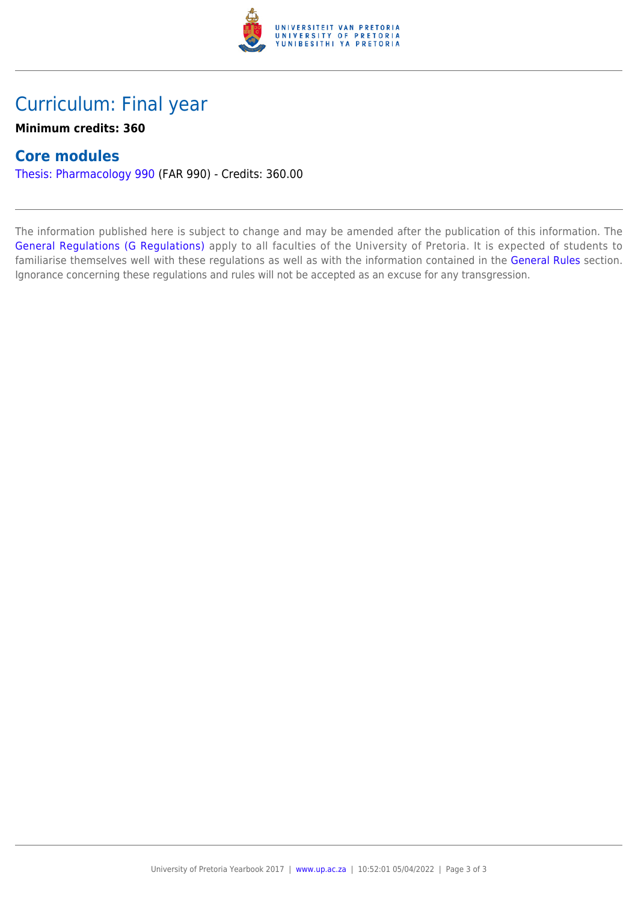## Curriculum: Final year

**Minimum credits: 360**

### Core modules

Thesis: Pharmacology 990 (FAR 990) - Credits: 360.00

The information published here is subject to change and may be amended after the publication of this information. The General Regulations (G Regulations) apply to all faculties of the University of Pretoria. It is expected of students to familiarise themselves well with these regulations as well as with the information contained in the General Rules section. Ignorance concerning these regulations and rules will not be accepted as an excuse for any transgression.